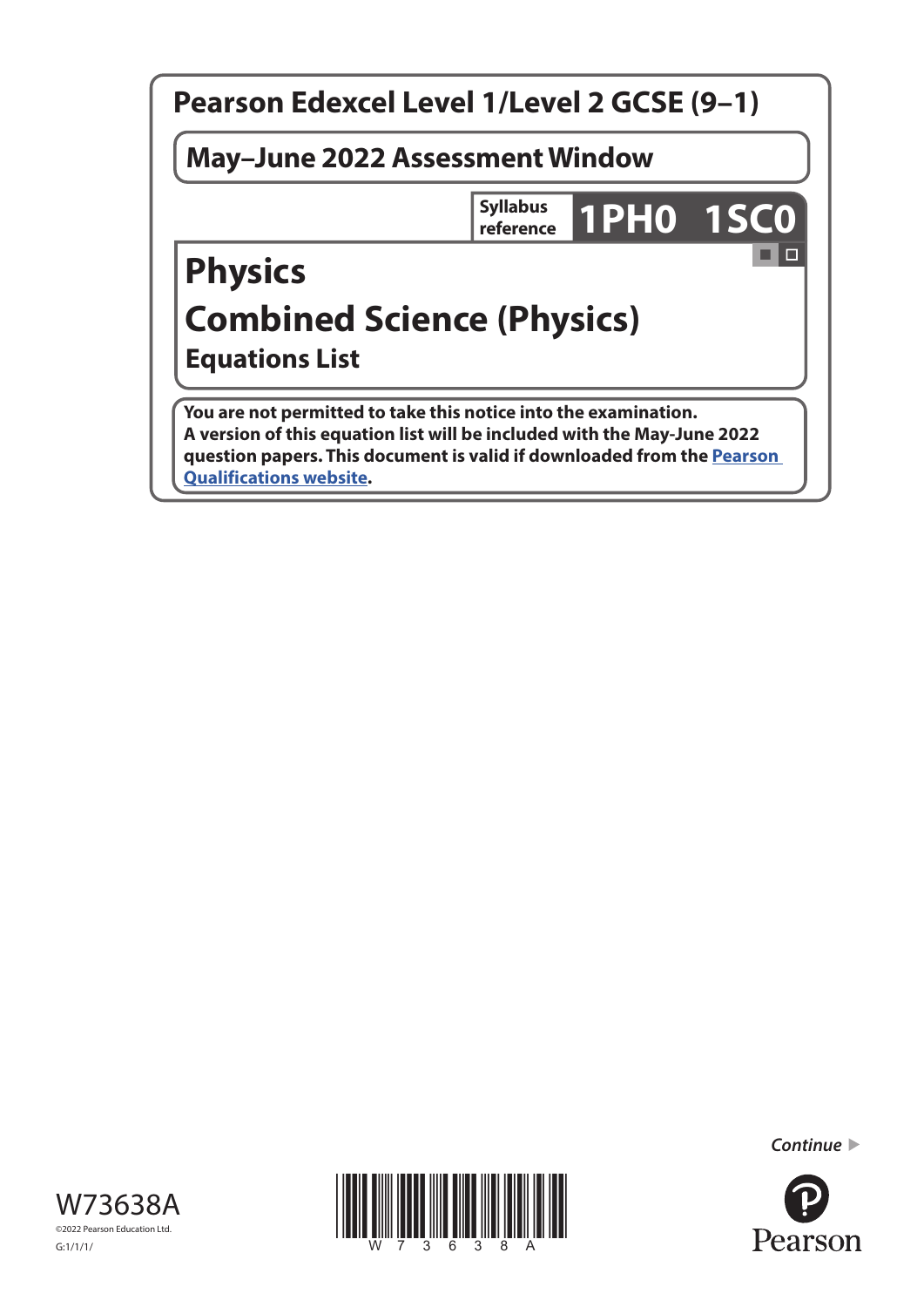# Pearson Edexcel Level 1/Level 2 GCSE (9–1)

**May–June 2022 Assessment Window**

**Syllabus reference** **1PH0 1SC0**

# Physics

# Combined Science (Physics)

## Equations List

**You are not permitted to take this notice into the examination.**
**A version of this equation list will be included with the May-June 2022 question papers. This document is valid if downloaded from the Pearson Qualifications website.**

*Continue* ▶

W73638A

©2022 Pearson Education Ltd.

G:1/1/1/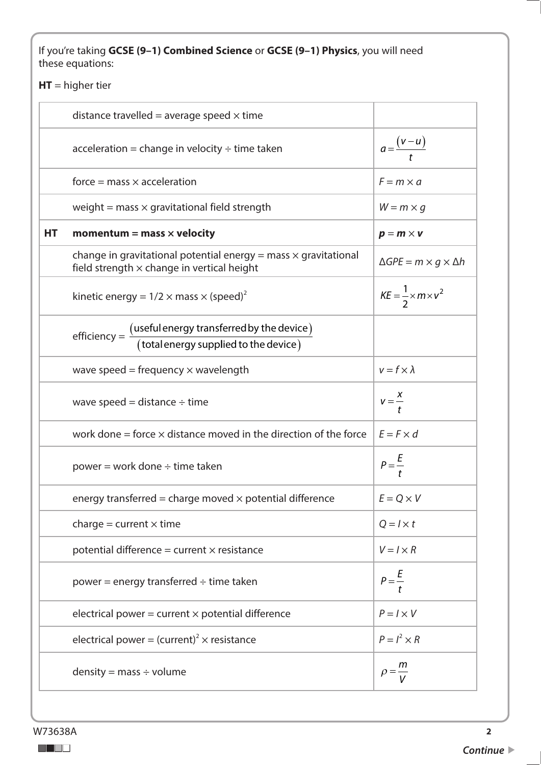If you're taking **GCSE (9–1) Combined Science** or **GCSE (9–1) Physics**, you will need these equations:

**HT** = higher tier

| | | |
|---|---|---|
| | distance travelled = average speed × time | |
| | acceleration = change in velocity ÷ time taken | $a = \frac{(v - u)}{t}$ |
| | force = mass × acceleration | $F = m \times a$ |
| | weight = mass × gravitational field strength | $W = m \times g$ |
| **HT** | **momentum = mass × velocity** | $\boldsymbol{p = m \times v}$ |
| | change in gravitational potential energy = mass × gravitational field strength × change in vertical height | $\Delta GPE = m \times g \times \Delta h$ |
| | kinetic energy = 1/2 × mass × (speed)$^2$ | $KE = \frac{1}{2} \times m \times v^2$ |
| | efficiency = $\frac{\text{(useful energy transferred by the device)}}{\text{(total energy supplied to the device)}}$ | |
| | wave speed = frequency × wavelength | $v = f \times \lambda$ |
| | wave speed = distance ÷ time | $v = \frac{x}{t}$ |
| | work done = force × distance moved in the direction of the force | $E = F \times d$ |
| | power = work done ÷ time taken | $P = \frac{E}{t}$ |
| | energy transferred = charge moved × potential difference | $E = Q \times V$ |
| | charge = current × time | $Q = I \times t$ |
| | potential difference = current × resistance | $V = I \times R$ |
| | power = energy transferred ÷ time taken | $P = \frac{E}{t}$ |
| | electrical power = current × potential difference | $P = I \times V$ |
| | electrical power = (current)$^2$ × resistance | $P = I^2 \times R$ |
| | density = mass ÷ volume | $\rho = \frac{m}{V}$ |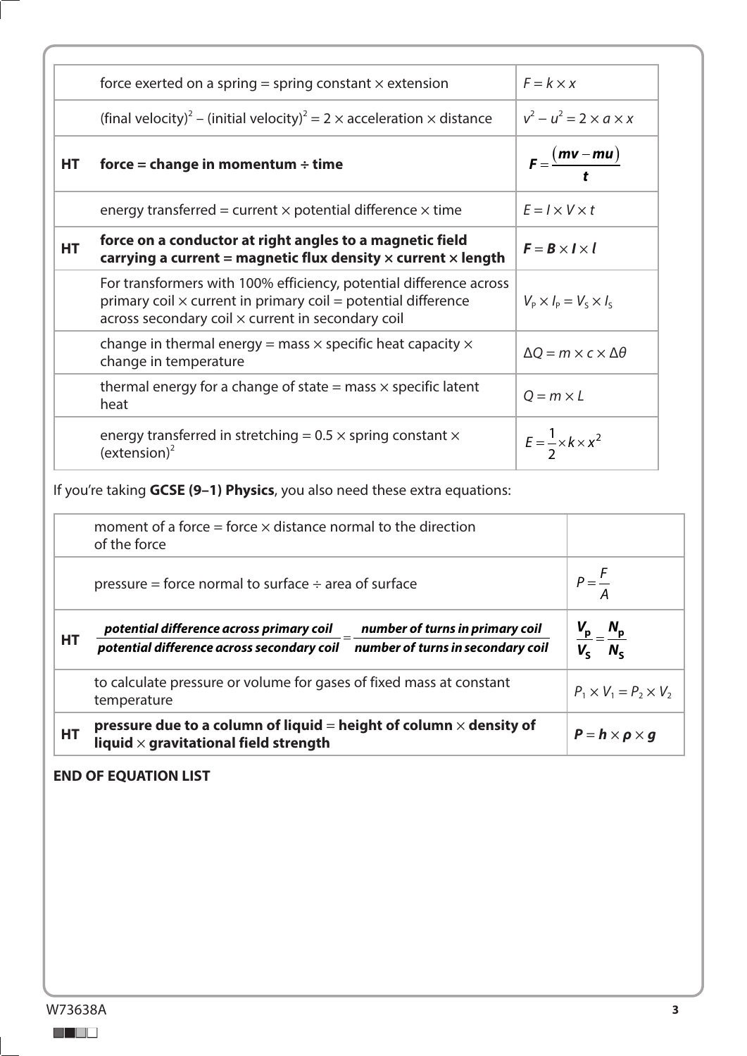| | | |
|---|---|---|
| | force exerted on a spring = spring constant × extension | $F = k \times x$ |
| | (final velocity)$^2$ – (initial velocity)$^2$ = 2 × acceleration × distance | $v^2 - u^2 = 2 \times a \times x$ |
| **HT** | **force = change in momentum ÷ time** | $\boldsymbol{F = \frac{(mv - mu)}{t}}$ |
| | energy transferred = current × potential difference × time | $E = I \times V \times t$ |
| **HT** | **force on a conductor at right angles to a magnetic field carrying a current = magnetic flux density × current × length** | $\boldsymbol{F = B \times I \times l}$ |
| | For transformers with 100% efficiency, potential difference across primary coil × current in primary coil = potential difference across secondary coil × current in secondary coil | $V_P \times I_P = V_S \times I_S$ |
| | change in thermal energy = mass × specific heat capacity × change in temperature | $\Delta Q = m \times c \times \Delta\theta$ |
| | thermal energy for a change of state = mass × specific latent heat | $Q = m \times L$ |
| | energy transferred in stretching = 0.5 × spring constant × (extension)$^2$ | $E = \frac{1}{2} \times k \times x^2$ |

If you're taking **GCSE (9–1) Physics**, you also need these extra equations:

| | | |
|---|---|---|
| | moment of a force = force × distance normal to the direction of the force | |
| | pressure = force normal to surface ÷ area of surface | $P = \frac{F}{A}$ |
| **HT** | $\boldsymbol{\frac{\textit{potential difference across primary coil}}{\textit{potential difference across secondary coil}} = \frac{\textit{number of turns in primary coil}}{\textit{number of turns in secondary coil}}}$ | $\boldsymbol{\frac{V_P}{V_S} = \frac{N_P}{N_S}}$ |
| | to calculate pressure or volume for gases of fixed mass at constant temperature | $P_1 \times V_1 = P_2 \times V_2$ |
| **HT** | **pressure due to a column of liquid = height of column × density of liquid × gravitational field strength** | $\boldsymbol{P = h \times \rho \times g}$ |

**END OF EQUATION LIST**